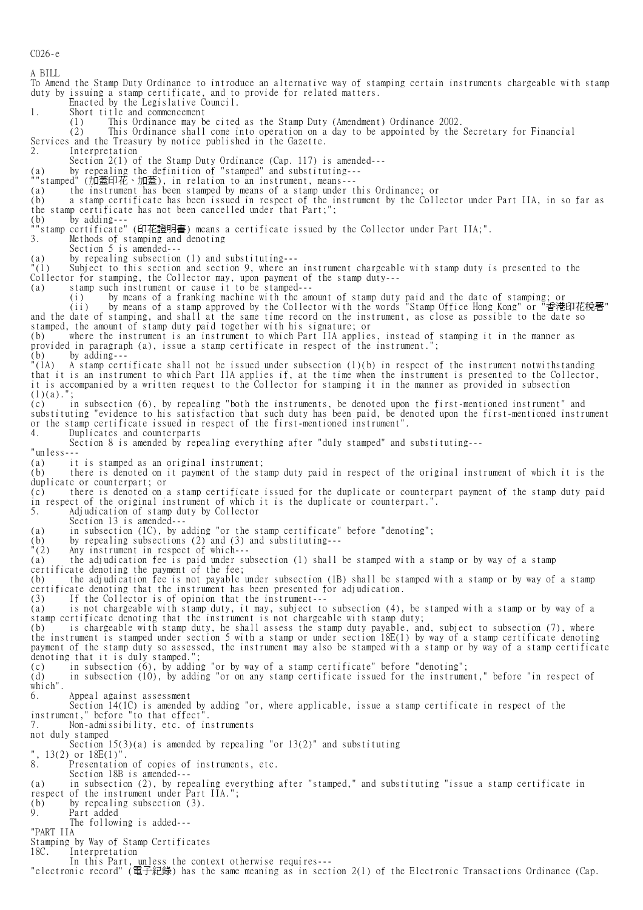C026-e

A BILL

To Amend the Stamp Duty Ordinance to introduce an alternative way of stamping certain instruments chargeable with stamp duty by issuing a stamp certificate, and to provide for related matters.

Enacted by the Legislative Council.

1. Short title and commencement

(1) This Ordinance may be cited as the Stamp Duty (Amendment) Ordinance 2002.

(2) This Ordinance shall come into operation on a day to be appointed by the Secretary for Financial Services and the Treasury by notice published in the Gazette.

2. Interpretation

Section 2(1) of the Stamp Duty Ordinance (Cap. 117) is amended---

(a) by repealing the definition of "stamped" and substituting---

""stamped" (加蓋印花、加蓋), in relation to an instrument, means---

(a) the instrument has been stamped by means of a stamp under this Ordinance; or

(b) a stamp certificate has been issued in respect of the instrument by the Collector under Part IIA, in so far as the stamp certificate has not been cancelled under that Part;";

(b) by adding---

""stamp certificate" (印花證明書) means a certificate issued by the Collector under Part IIA;".

3. Methods of stamping and denoting

Section 5 is amended---

(a) by repealing subsection (1) and substituting---

"(1) Subject to this section and section 9, where an instrument chargeable with stamp duty is presented to the Collector for stamping, the Collector may, upon payment of the stamp duty---

(a) stamp such instrument or cause it to be stamped---

(i) by means of a franking machine with the amount of stamp duty paid and the date of stamping; or

(ii) by means of a stamp approved by the Collector with the words "Stamp Office Hong Kong" or "香港印花稅署" and the date of stamping, and shall at the same time record on the instrument, as close as possible to the date so stamped, the amount of stamp duty paid together with his signature; or

(b) where the instrument is an instrument to which Part IIA applies, instead of stamping it in the manner as provided in paragraph (a), issue a stamp certificate in respect of the instrument.";

(b) by adding---

"(1A) A stamp certificate shall not be issued under subsection (1)(b) in respect of the instrument notwithstanding that it is an instrument to which Part IIA applies if, at the time when the instrument is presented to the Collector, it is accompanied by a written request to the Collector for stamping it in the manner as provided in subsection (1)(a).";

(c) in subsection (6), by repealing "both the instruments, be denoted upon the first-mentioned instrument" and substituting "evidence to his satisfaction that such duty has been paid, be denoted upon the first-mentioned instrument or the stamp certificate issued in respect of the first-mentioned instrument".

4. Duplicates and counterparts

Section 8 is amended by repealing everything after "duly stamped" and substituting---

"unless---

(a) it is stamped as an original instrument;

(b) there is denoted on it payment of the stamp duty paid in respect of the original instrument of which it is the duplicate or counterpart; or

(c) there is denoted on a stamp certificate issued for the duplicate or counterpart payment of the stamp duty paid in respect of the original instrument of which it is the duplicate or counterpart.".

5. Adjudication of stamp duty by Collector

Section 13 is amended---

(a) in subsection (1C), by adding "or the stamp certificate" before "denoting";

(b) by repealing subsections (2) and (3) and substituting---

"(2) Any instrument in respect of which---

(a) the adjudication fee is paid under subsection (1) shall be stamped with a stamp or by way of a stamp certificate denoting the payment of the fee;

(b) the adjudication fee is not payable under subsection (1B) shall be stamped with a stamp or by way of a stamp certificate denoting that the instrument has been presented for adjudication.

(3) If the Collector is of opinion that the instrument---

(a) is not chargeable with stamp duty, it may, subject to subsection (4), be stamped with a stamp or by way of a stamp certificate denoting that the instrument is not chargeable with stamp duty;

(b) is chargeable with stamp duty, he shall assess the stamp duty payable, and, subject to subsection (7), where the instrument is stamped under section 5 with a stamp or under section 18E(1) by way of a stamp certificate denoting payment of the stamp duty so assessed, the instrument may also be stamped with a stamp or by way of a stamp certificate denoting that it is duly stamped.";

(c) in subsection (6), by adding "or by way of a stamp certificate" before "denoting";

(d) in subsection (10), by adding "or on any stamp certificate issued for the instrument," before "in respect of which".

6. Appeal against assessment

Section 14(1C) is amended by adding "or, where applicable, issue a stamp certificate in respect of the instrument," before "to that effect".

7. Non-admissibility, etc. of instruments not duly stamped

Section 15(3)(a) is amended by repealing "or 13(2)" and substituting ", 13(2) or 18E(1)".

8. Presentation of copies of instruments, etc.

Section 18B is amended---

(a) in subsection (2), by repealing everything after "stamped," and substituting "issue a stamp certificate in respect of the instrument under Part IIA.";

(b) by repealing subsection (3).

9. Part added

The following is added---

"PART IIA

Stamping by Way of Stamp Certificates

18C. Interpretation

In this Part, unless the context otherwise requires---

"electronic record" (電子紀錄) has the same meaning as in section 2(1) of the Electronic Transactions Ordinance (Cap.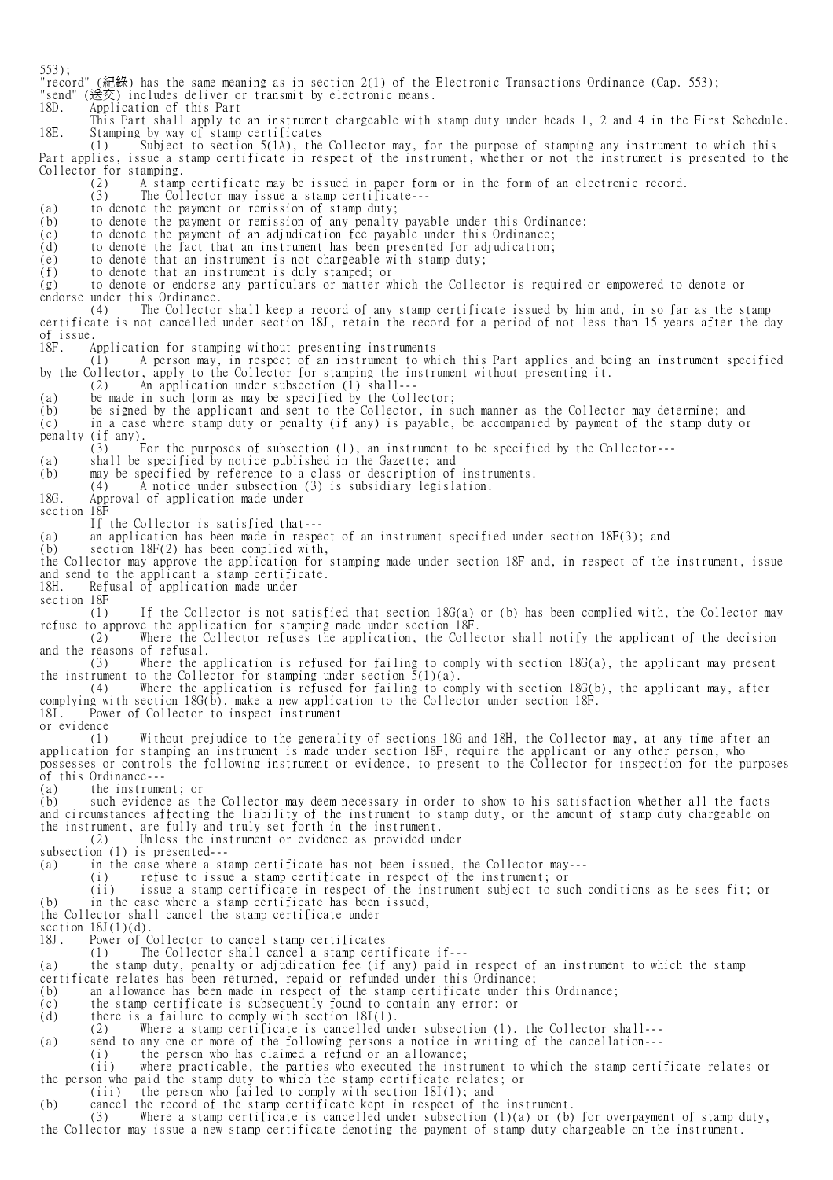553);

"record" (紀錄) has the same meaning as in section 2(1) of the Electronic Transactions Ordinance (Cap. 553);

"send" (送交) includes deliver or transmit by electronic means.

**18D. Application of this Part**

This Part shall apply to an instrument chargeable with stamp duty under heads 1, 2 and 4 in the First Schedule.

**18E. Stamping by way of stamp certificates**

(1) Subject to section 5(1A), the Collector may, for the purpose of stamping any instrument to which this Part applies, issue a stamp certificate in respect of the instrument, whether or not the instrument is presented to the Collector for stamping.

(2) A stamp certificate may be issued in paper form or in the form of an electronic record.

(3) The Collector may issue a stamp certificate---

(a) to denote the payment or remission of stamp duty;

(b) to denote the payment or remission of any penalty payable under this Ordinance;

(c) to denote the payment of an adjudication fee payable under this Ordinance;

(d) to denote the fact that an instrument has been presented for adjudication;

(e) to denote that an instrument is not chargeable with stamp duty;

(f) to denote that an instrument is duly stamped; or

(g) to denote or endorse any particulars or matter which the Collector is required or empowered to denote or endorse under this Ordinance.

(4) The Collector shall keep a record of any stamp certificate issued by him and, in so far as the stamp certificate is not cancelled under section 18J, retain the record for a period of not less than 15 years after the day of issue.

**18F. Application for stamping without presenting instruments**

(1) A person may, in respect of an instrument to which this Part applies and being an instrument specified by the Collector, apply to the Collector for stamping the instrument without presenting it.

(2) An application under subsection (1) shall---

(a) be made in such form as may be specified by the Collector;

(b) be signed by the applicant and sent to the Collector, in such manner as the Collector may determine; and

(c) in a case where stamp duty or penalty (if any) is payable, be accompanied by payment of the stamp duty or penalty (if any).

(3) For the purposes of subsection (1), an instrument to be specified by the Collector---

(a) shall be specified by notice published in the Gazette; and

(b) may be specified by reference to a class or description of instruments.

(4) A notice under subsection (3) is subsidiary legislation.

**18G. Approval of application made under section 18F**

If the Collector is satisfied that---

(a) an application has been made in respect of an instrument specified under section 18F(3); and

(b) section 18F(2) has been complied with,

the Collector may approve the application for stamping made under section 18F and, in respect of the instrument, issue and send to the applicant a stamp certificate.

**18H. Refusal of application made under section 18F**

(1) If the Collector is not satisfied that section 18G(a) or (b) has been complied with, the Collector may refuse to approve the application for stamping made under section 18F.

(2) Where the Collector refuses the application, the Collector shall notify the applicant of the decision and the reasons of refusal.

(3) Where the application is refused for failing to comply with section 18G(a), the applicant may present the instrument to the Collector for stamping under section 5(1)(a).

(4) Where the application is refused for failing to comply with section 18G(b), the applicant may, after complying with section 18G(b), make a new application to the Collector under section 18F.

**18I. Power of Collector to inspect instrument or evidence**

(1) Without prejudice to the generality of sections 18G and 18H, the Collector may, at any time after an application for stamping an instrument is made under section 18F, require the applicant or any other person, who possesses or controls the following instrument or evidence, to present to the Collector for inspection for the purposes of this Ordinance---

(a) the instrument; or

(b) such evidence as the Collector may deem necessary in order to show to his satisfaction whether all the facts and circumstances affecting the liability of the instrument to stamp duty, or the amount of stamp duty chargeable on the instrument, are fully and truly set forth in the instrument.

(2) Unless the instrument or evidence as provided under subsection (1) is presented---

(a) in the case where a stamp certificate has not been issued, the Collector may---

(i) refuse to issue a stamp certificate in respect of the instrument; or

(ii) issue a stamp certificate in respect of the instrument subject to such conditions as he sees fit; or

(b) in the case where a stamp certificate has been issued,

the Collector shall cancel the stamp certificate under section 18J(1)(d).

**18J. Power of Collector to cancel stamp certificates**

(1) The Collector shall cancel a stamp certificate if---

(a) the stamp duty, penalty or adjudication fee (if any) paid in respect of an instrument to which the stamp certificate relates has been returned, repaid or refunded under this Ordinance;

(b) an allowance has been made in respect of the stamp certificate under this Ordinance;

(c) the stamp certificate is subsequently found to contain any error; or

(d) there is a failure to comply with section 18I(1).

(2) Where a stamp certificate is cancelled under subsection (1), the Collector shall---

(a) send to any one or more of the following persons a notice in writing of the cancellation---

(i) the person who has claimed a refund or an allowance;

(ii) where practicable, the parties who executed the instrument to which the stamp certificate relates or the person who paid the stamp duty to which the stamp certificate relates; or

(iii) the person who failed to comply with section 18I(1); and

(b) cancel the record of the stamp certificate kept in respect of the instrument.

(3) Where a stamp certificate is cancelled under subsection (1)(a) or (b) for overpayment of stamp duty, the Collector may issue a new stamp certificate denoting the payment of stamp duty chargeable on the instrument.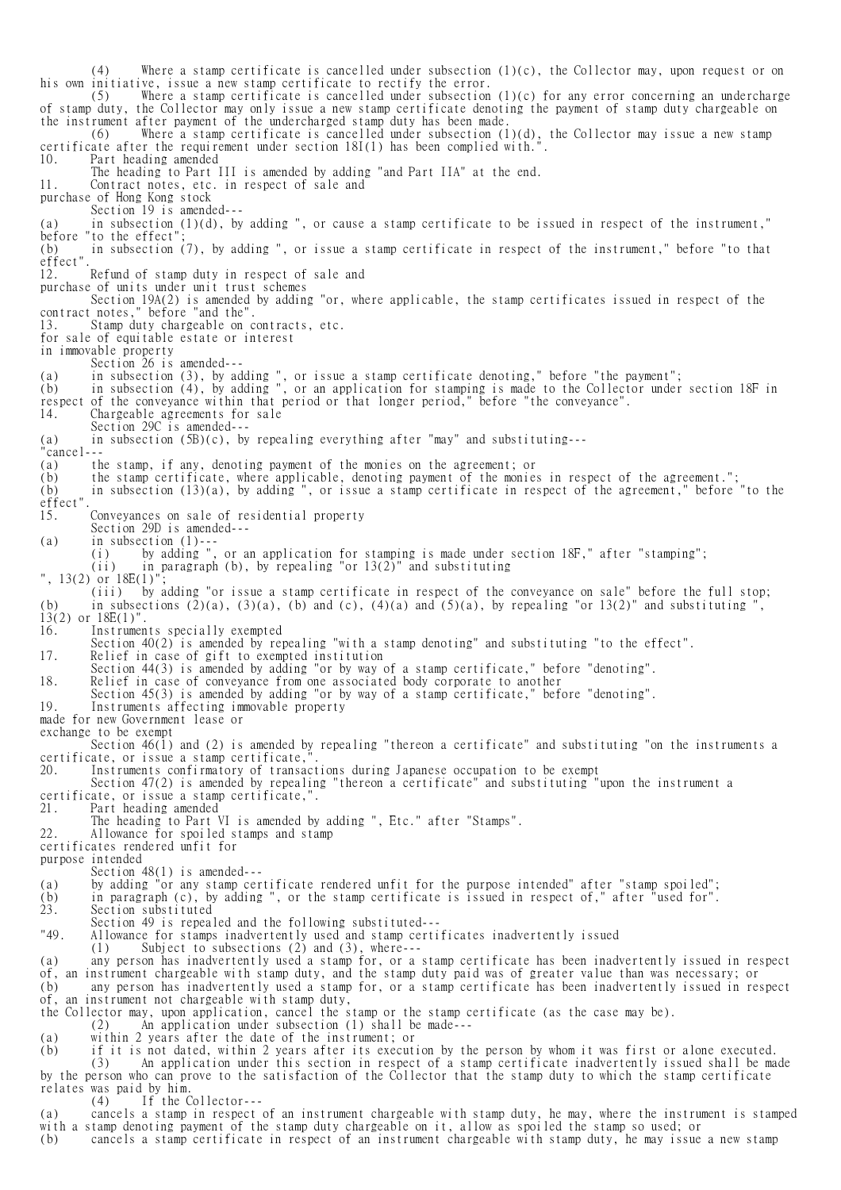(4) Where a stamp certificate is cancelled under subsection (1)(c), the Collector may, upon request or on his own initiative, issue a new stamp certificate to rectify the error.

(5) Where a stamp certificate is cancelled under subsection (1)(c) for any error concerning an undercharge of stamp duty, the Collector may only issue a new stamp certificate denoting the payment of stamp duty chargeable on the instrument after payment of the undercharged stamp duty has been made.

(6) Where a stamp certificate is cancelled under subsection (1)(d), the Collector may issue a new stamp certificate after the requirement under section 18I(1) has been complied with.".

10. Part heading amended

The heading to Part III is amended by adding "and Part IIA" at the end.

11. Contract notes, etc. in respect of sale and purchase of Hong Kong stock

Section 19 is amended---

(a) in subsection (1)(d), by adding ", or cause a stamp certificate to be issued in respect of the instrument," before "to the effect";

(b) in subsection (7), by adding ", or issue a stamp certificate in respect of the instrument," before "to that effect".

12. Refund of stamp duty in respect of sale and purchase of units under unit trust schemes

Section 19A(2) is amended by adding "or, where applicable, the stamp certificates issued in respect of the contract notes," before "and the".

13. Stamp duty chargeable on contracts, etc. for sale of equitable estate or interest in immovable property

Section 26 is amended---

(a) in subsection (3), by adding ", or issue a stamp certificate denoting," before "the payment";

(b) in subsection (4), by adding ", or an application for stamping is made to the Collector under section 18F in respect of the conveyance within that period or that longer period," before "the conveyance".

14. Chargeable agreements for sale

Section 29C is amended---

(a) in subsection (5B)(c), by repealing everything after "may" and substituting---

"cancel---

(a) the stamp, if any, denoting payment of the monies on the agreement; or

(b) the stamp certificate, where applicable, denoting payment of the monies in respect of the agreement.";

(b) in subsection (13)(a), by adding ", or issue a stamp certificate in respect of the agreement," before "to the effect".

15. Conveyances on sale of residential property

Section 29D is amended---

(a) in subsection (1)---

(i) by adding ", or an application for stamping is made under section 18F," after "stamping";

(ii) in paragraph (b), by repealing "or 13(2)" and substituting ", 13(2) or 18E(1)";

(iii) by adding "or issue a stamp certificate in respect of the conveyance on sale" before the full stop;

(b) in subsections (2)(a), (3)(a), (b) and (c), (4)(a) and (5)(a), by repealing "or 13(2)" and substituting ", 13(2) or 18E(1)".

16. Instruments specially exempted

Section 40(2) is amended by repealing "with a stamp denoting" and substituting "to the effect".

17. Relief in case of gift to exempted institution

Section 44(3) is amended by adding "or by way of a stamp certificate," before "denoting".

18. Relief in case of conveyance from one associated body corporate to another

Section 45(3) is amended by adding "or by way of a stamp certificate," before "denoting".

19. Instruments affecting immovable property made for new Government lease or exchange to be exempt

Section 46(1) and (2) is amended by repealing "thereon a certificate" and substituting "on the instruments a certificate, or issue a stamp certificate,".

20. Instruments confirmatory of transactions during Japanese occupation to be exempt

Section 47(2) is amended by repealing "thereon a certificate" and substituting "upon the instrument a certificate, or issue a stamp certificate,".

21. Part heading amended

The heading to Part VI is amended by adding ", Etc." after "Stamps".

22. Allowance for spoiled stamps and stamp certificates rendered unfit for purpose intended

Section 48(1) is amended---

(a) by adding "or any stamp certificate rendered unfit for the purpose intended" after "stamp spoiled";

(b) in paragraph (c), by adding ", or the stamp certificate is issued in respect of," after "used for".

23. Section substituted

Section 49 is repealed and the following substituted---

"49. Allowance for stamps inadvertently used and stamp certificates inadvertently issued

(1) Subject to subsections (2) and (3), where---

(a) any person has inadvertently used a stamp for, or a stamp certificate has been inadvertently issued in respect of, an instrument chargeable with stamp duty, and the stamp duty paid was of greater value than was necessary; or

(b) any person has inadvertently used a stamp for, or a stamp certificate has been inadvertently issued in respect of, an instrument not chargeable with stamp duty,

the Collector may, upon application, cancel the stamp or the stamp certificate (as the case may be).

(2) An application under subsection (1) shall be made---

(a) within 2 years after the date of the instrument; or

(b) if it is not dated, within 2 years after its execution by the person by whom it was first or alone executed.

(3) An application under this section in respect of a stamp certificate inadvertently issued shall be made by the person who can prove to the satisfaction of the Collector that the stamp duty to which the stamp certificate relates was paid by him.

(4) If the Collector---

(a) cancels a stamp in respect of an instrument chargeable with stamp duty, he may, where the instrument is stamped with a stamp denoting payment of the stamp duty chargeable on it, allow as spoiled the stamp so used; or

(b) cancels a stamp certificate in respect of an instrument chargeable with stamp duty, he may issue a new stamp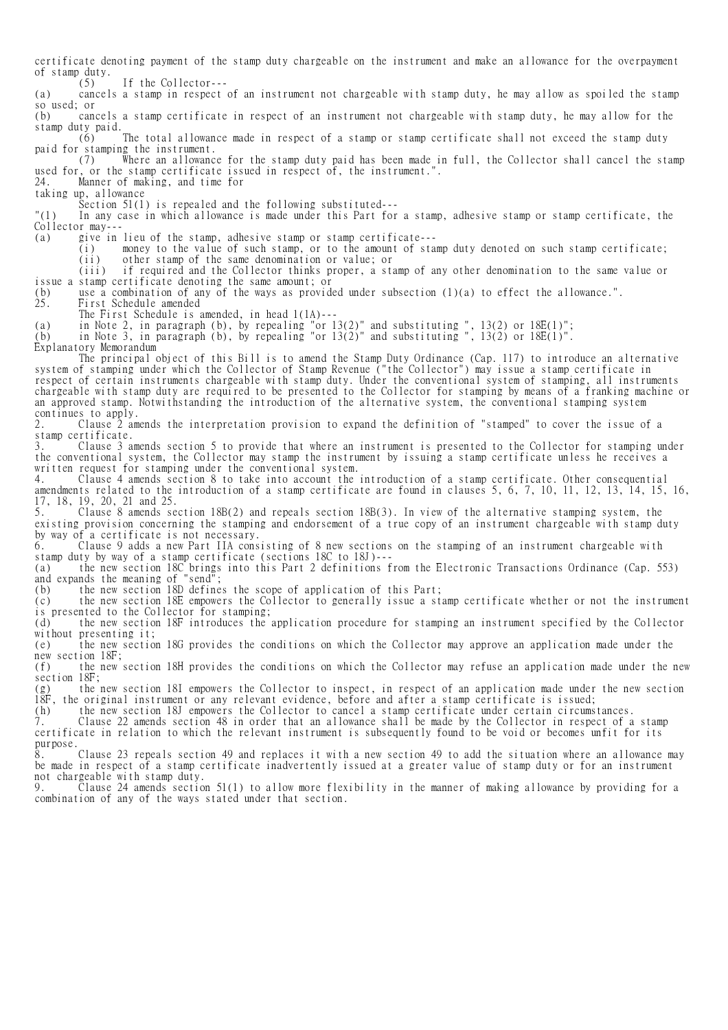certificate denoting payment of the stamp duty chargeable on the instrument and make an allowance for the overpayment of stamp duty.

(5) If the Collector---

(a) cancels a stamp in respect of an instrument not chargeable with stamp duty, he may allow as spoiled the stamp so used; or

(b) cancels a stamp certificate in respect of an instrument not chargeable with stamp duty, he may allow for the stamp duty paid.

(6) The total allowance made in respect of a stamp or stamp certificate shall not exceed the stamp duty paid for stamping the instrument.

(7) Where an allowance for the stamp duty paid has been made in full, the Collector shall cancel the stamp used for, or the stamp certificate issued in respect of, the instrument.".

24. Manner of making, and time for taking up, allowance

Section 51(1) is repealed and the following substituted---

"(1) In any case in which allowance is made under this Part for a stamp, adhesive stamp or stamp certificate, the Collector may---

(a) give in lieu of the stamp, adhesive stamp or stamp certificate---

(i) money to the value of such stamp, or to the amount of stamp duty denoted on such stamp certificate;

(ii) other stamp of the same denomination or value; or

(iii) if required and the Collector thinks proper, a stamp of any other denomination to the same value or issue a stamp certificate denoting the same amount; or

(b) use a combination of any of the ways as provided under subsection (1)(a) to effect the allowance.".

25. First Schedule amended

The First Schedule is amended, in head 1(1A)---

(a) in Note 2, in paragraph (b), by repealing "or 13(2)" and substituting ", 13(2) or 18E(1)";

(b) in Note 3, in paragraph (b), by repealing "or 13(2)" and substituting ", 13(2) or 18E(1)".

## Explanatory Memorandum

The principal object of this Bill is to amend the Stamp Duty Ordinance (Cap. 117) to introduce an alternative system of stamping under which the Collector of Stamp Revenue ("the Collector") may issue a stamp certificate in respect of certain instruments chargeable with stamp duty. Under the conventional system of stamping, all instruments chargeable with stamp duty are required to be presented to the Collector for stamping by means of a franking machine or an approved stamp. Notwithstanding the introduction of the alternative system, the conventional stamping system continues to apply.

2. Clause 2 amends the interpretation provision to expand the definition of "stamped" to cover the issue of a stamp certificate.

3. Clause 3 amends section 5 to provide that where an instrument is presented to the Collector for stamping under the conventional system, the Collector may stamp the instrument by issuing a stamp certificate unless he receives a written request for stamping under the conventional system.

4. Clause 4 amends section 8 to take into account the introduction of a stamp certificate. Other consequential amendments related to the introduction of a stamp certificate are found in clauses 5, 6, 7, 10, 11, 12, 13, 14, 15, 16, 17, 18, 19, 20, 21 and 25.

5. Clause 8 amends section 18B(2) and repeals section 18B(3). In view of the alternative stamping system, the existing provision concerning the stamping and endorsement of a true copy of an instrument chargeable with stamp duty by way of a certificate is not necessary.

6. Clause 9 adds a new Part IIA consisting of 8 new sections on the stamping of an instrument chargeable with stamp duty by way of a stamp certificate (sections 18C to 18J)---

(a) the new section 18C brings into this Part 2 definitions from the Electronic Transactions Ordinance (Cap. 553) and expands the meaning of "send";

(b) the new section 18D defines the scope of application of this Part;

(c) the new section 18E empowers the Collector to generally issue a stamp certificate whether or not the instrument is presented to the Collector for stamping;

(d) the new section 18F introduces the application procedure for stamping an instrument specified by the Collector without presenting it;

(e) the new section 18G provides the conditions on which the Collector may approve an application made under the new section 18F;

(f) the new section 18H provides the conditions on which the Collector may refuse an application made under the new section 18F;

(g) the new section 18I empowers the Collector to inspect, in respect of an application made under the new section 18F, the original instrument or any relevant evidence, before and after a stamp certificate is issued;

(h) the new section 18J empowers the Collector to cancel a stamp certificate under certain circumstances.

7. Clause 22 amends section 48 in order that an allowance shall be made by the Collector in respect of a stamp certificate in relation to which the relevant instrument is subsequently found to be void or becomes unfit for its purpose.

8. Clause 23 repeals section 49 and replaces it with a new section 49 to add the situation where an allowance may be made in respect of a stamp certificate inadvertently issued at a greater value of stamp duty or for an instrument not chargeable with stamp duty.

9. Clause 24 amends section 51(1) to allow more flexibility in the manner of making allowance by providing for a combination of any of the ways stated under that section.